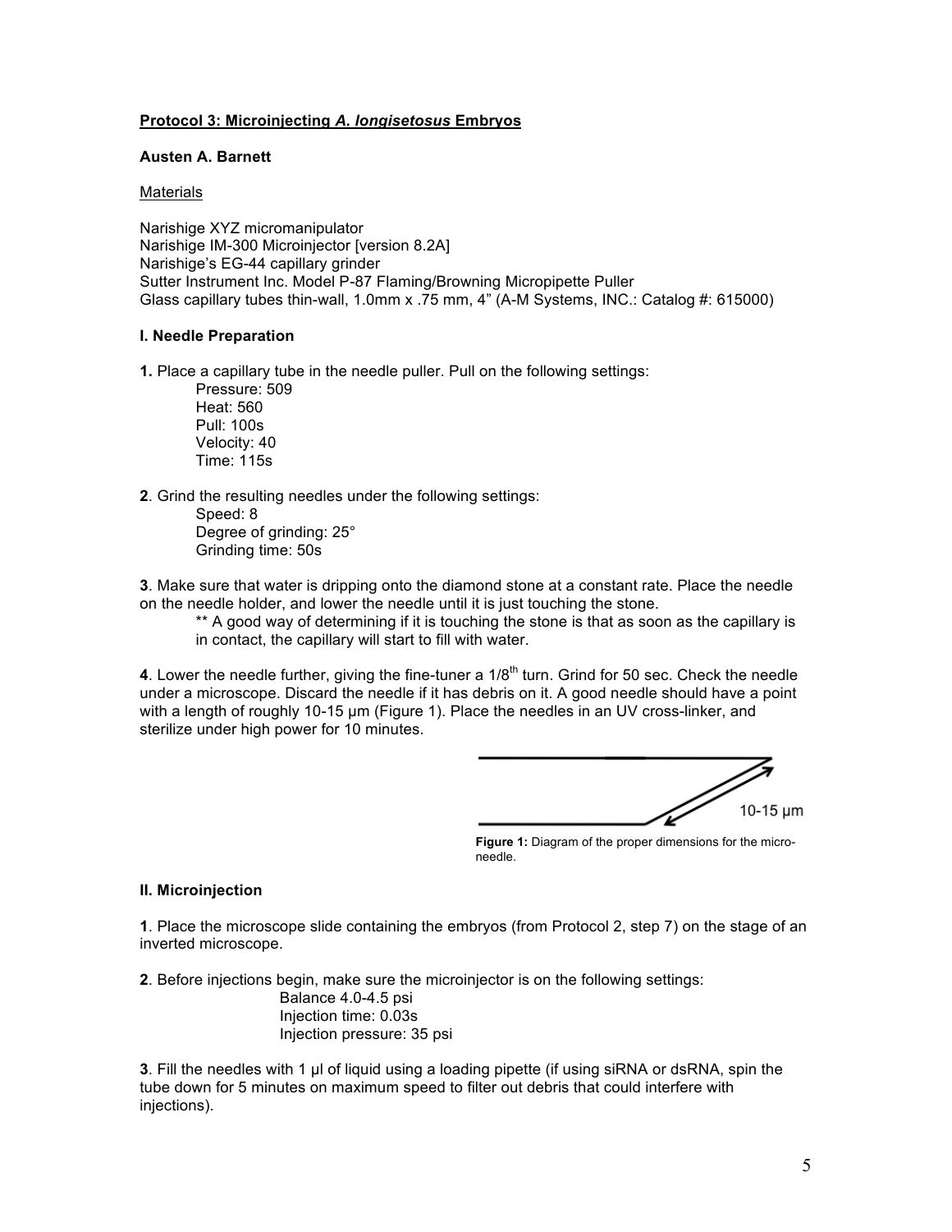**Protocol 3: Microinjecting *A. longisetosus* Embryos**

**Austen A. Barnett**

Materials

Narishige XYZ micromanipulator
Narishige IM-300 Microinjector [version 8.2A]
Narishige's EG-44 capillary grinder
Sutter Instrument Inc. Model P-87 Flaming/Browning Micropipette Puller
Glass capillary tubes thin-wall, 1.0mm x .75 mm, 4" (A-M Systems, INC.: Catalog #: 615000)

**I. Needle Preparation**

**1.** Place a capillary tube in the needle puller. Pull on the following settings:

Pressure: 509
Heat: 560
Pull: 100s
Velocity: 40
Time: 115s

**2**. Grind the resulting needles under the following settings:

Speed: 8
Degree of grinding: 25°
Grinding time: 50s

**3**. Make sure that water is dripping onto the diamond stone at a constant rate. Place the needle on the needle holder, and lower the needle until it is just touching the stone.

** A good way of determining if it is touching the stone is that as soon as the capillary is in contact, the capillary will start to fill with water.

**4**. Lower the needle further, giving the fine-tuner a 1/8th turn. Grind for 50 sec. Check the needle under a microscope. Discard the needle if it has debris on it. A good needle should have a point with a length of roughly 10-15 µm (Figure 1). Place the needles in an UV cross-linker, and sterilize under high power for 10 minutes.

10-15 µm

**Figure 1:** Diagram of the proper dimensions for the micro-needle.

**II. Microinjection**

**1**. Place the microscope slide containing the embryos (from Protocol 2, step 7) on the stage of an inverted microscope.

**2**. Before injections begin, make sure the microinjector is on the following settings:

Balance 4.0-4.5 psi
Injection time: 0.03s
Injection pressure: 35 psi

**3**. Fill the needles with 1 µl of liquid using a loading pipette (if using siRNA or dsRNA, spin the tube down for 5 minutes on maximum speed to filter out debris that could interfere with injections).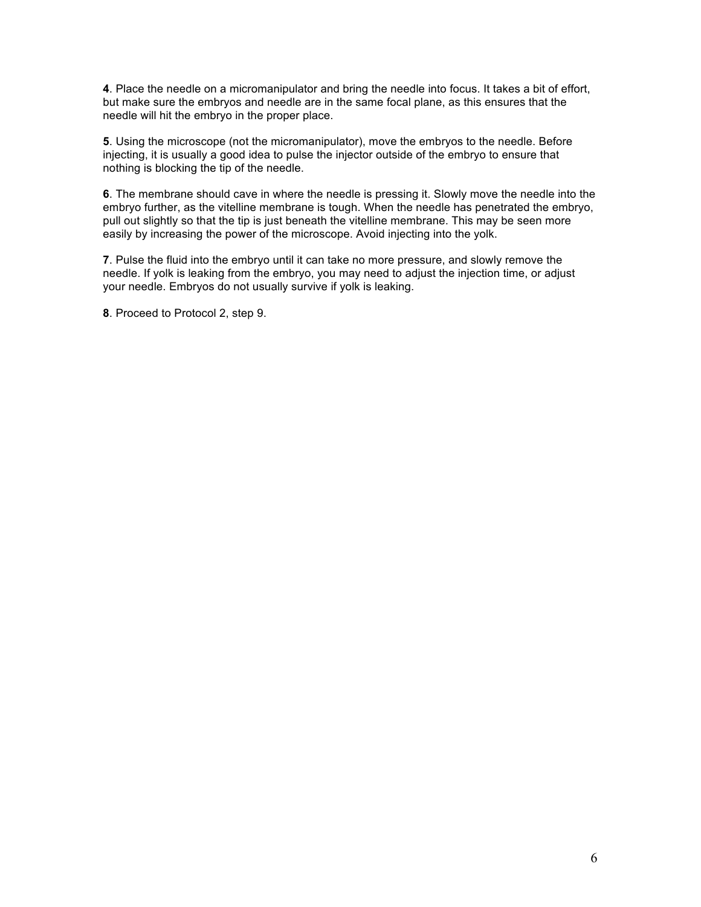**4**. Place the needle on a micromanipulator and bring the needle into focus. It takes a bit of effort, but make sure the embryos and needle are in the same focal plane, as this ensures that the needle will hit the embryo in the proper place.

**5**. Using the microscope (not the micromanipulator), move the embryos to the needle. Before injecting, it is usually a good idea to pulse the injector outside of the embryo to ensure that nothing is blocking the tip of the needle.

**6**. The membrane should cave in where the needle is pressing it. Slowly move the needle into the embryo further, as the vitelline membrane is tough. When the needle has penetrated the embryo, pull out slightly so that the tip is just beneath the vitelline membrane. This may be seen more easily by increasing the power of the microscope. Avoid injecting into the yolk.

**7**. Pulse the fluid into the embryo until it can take no more pressure, and slowly remove the needle. If yolk is leaking from the embryo, you may need to adjust the injection time, or adjust your needle. Embryos do not usually survive if yolk is leaking.

**8**. Proceed to Protocol 2, step 9.